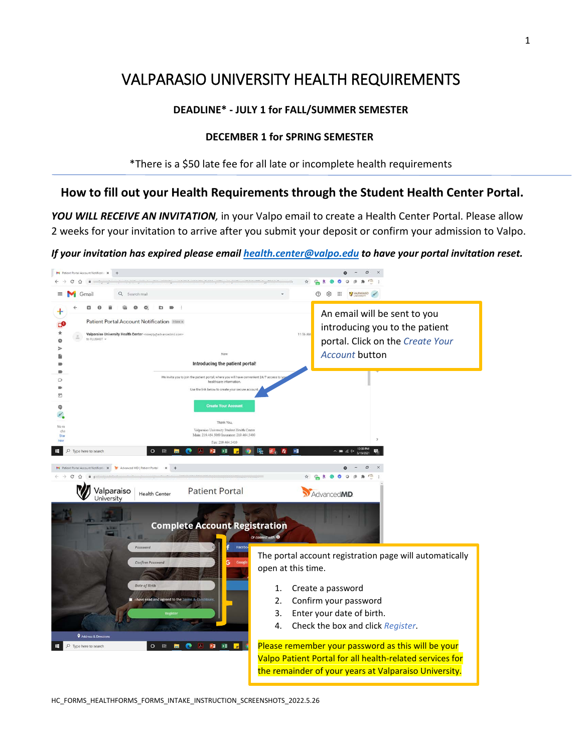# VALPARASIO UNIVERSITY HEALTH REQUIREMENTS

**DEADLINE* - JULY 1 for FALL/SUMMER SEMESTER**

**DECEMBER 1 for SPRING SEMESTER**

*There is a $50 late fee for all late or incomplete health requirements

## How to fill out your Health Requirements through the Student Health Center Portal.

***YOU WILL RECEIVE AN INVITATION,*** in your Valpo email to create a Health Center Portal. Please allow 2 weeks for your invitation to arrive after you submit your deposit or confirm your admission to Valpo.

***If your invitation has expired please email health.center@valpo.edu to have your portal invitation reset.***

An email will be sent to you introducing you to the patient portal. Click on the *Create Your Account* button

The portal account registration page will automatically open at this time.

1. Create a password
2. Confirm your password
3. Enter your date of birth.
4. Check the box and click *Register*.

Please remember your password as this will be your Valpo Patient Portal for all health-related services for the remainder of your years at Valparaiso University.

HC_FORMS_HEALTHFORMS_FORMS_INTAKE_INSTRUCTION_SCREENSHOTS_2022.5.26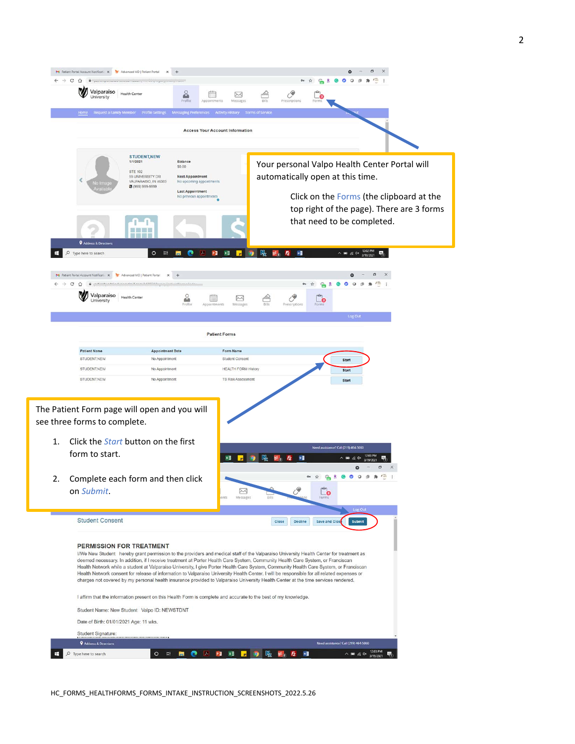Your personal Valpo Health Center Portal will automatically open at this time.

Click on the Forms (the clipboard at the top right of the page). There are 3 forms that need to be completed.

The Patient Form page will open and you will see three forms to complete.

1. Click the *Start* button on the first form to start.

2. Complete each form and then click on *Submit*.

HC_FORMS_HEALTHFORMS_FORMS_INTAKE_INSTRUCTION_SCREENSHOTS_2022.5.26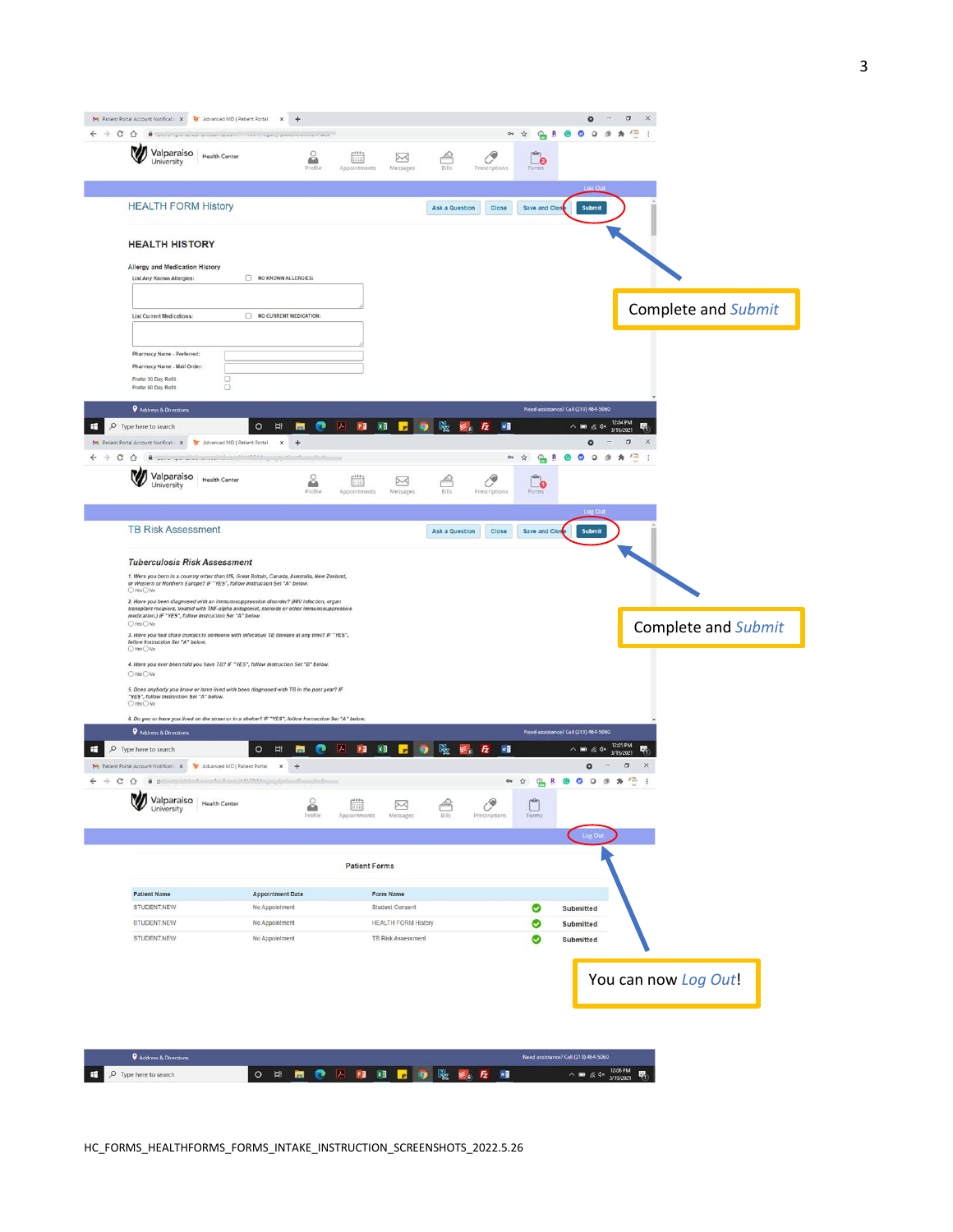## HEALTH FORM History

Ask a Question | Close | Save and Close | Submit

### HEALTH HISTORY

**Allergy and Medication History**

List Any Known Allergies: ☐ NO KNOWN ALLERGIES:

List Current Medications: ☐ NO CURRENT MEDICATION:

Pharmacy Name - Preferred:

Pharmacy Name - Mail Order:

Prefer 30 Day Refill

Prefer 90 Day Refill

Complete and *Submit*

## TB Risk Assessment

Ask a Question | Close | Save and Close | Submit

### *Tuberculosis Risk Assessment*

*1. Were you born in a country other than US, Great Britain, Canada, Australia, New Zealand, or Western or Northern Europe? IF "YES", follow instruction Set "A" below.*
○ Yes ○ No

*2. Have you been diagnosed with an immunosuppression disorder? (HIV infection, organ transplant recipient, treated with TNF-alpha antagonist, steroids or other immunosuppressive medication.) IF "YES", follow instruction Set "A" below.*
○ Yes ○ No

*3. Have you had close contact to someone with infectious TB disease at any time? IF "YES", follow instruction Set "A" below.*
○ Yes ○ No

*4. Have you ever been told you have TB? IF "YES", follow instruction Set "B" below.*
○ Yes ○ No

*5. Does anybody you know or have lived with been diagnosed with TB in the past year? IF "YES", follow instruction Set "A" below.*
○ Yes ○ No

*6. Do you or have you lived on the street or in a shelter? IF "YES", follow instruction Set "A" below.*

Complete and *Submit*

## Patient Forms

| Patient Name | Appointment Date | Form Name | |
|---|---|---|---|
| STUDENT,NEW | No Appointment | Student Consent | Submitted |
| STUDENT,NEW | No Appointment | HEALTH FORM History | Submitted |
| STUDENT,NEW | No Appointment | TB Risk Assessment | Submitted |

You can now *Log Out*!

HC_FORMS_HEALTHFORMS_FORMS_INTAKE_INSTRUCTION_SCREENSHOTS_2022.5.26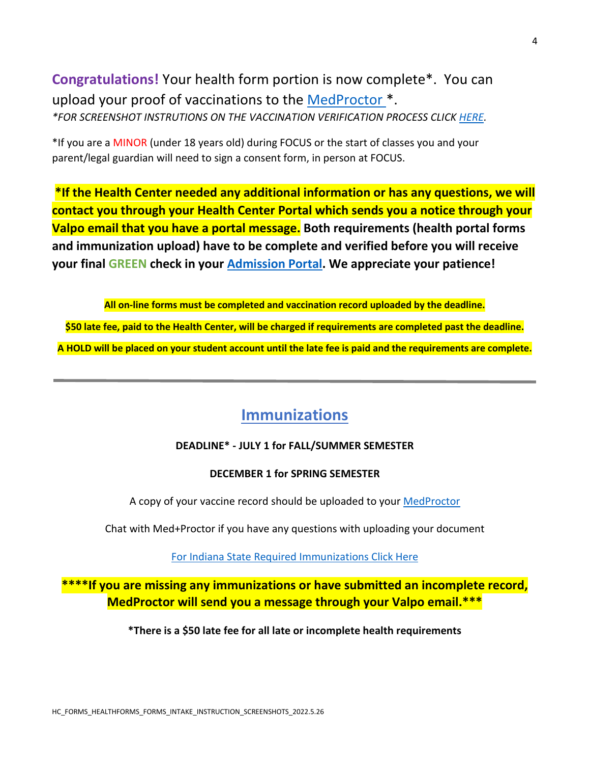**Congratulations!** Your health form portion is now complete*. You can upload your proof of vaccinations to the [MedProctor](#) *.

*\*FOR SCREENSHOT INSTRUTIONS ON THE VACCINATION VERIFICATION PROCESS CLICK [HERE](#).*

*If you are a MINOR (under 18 years old) during FOCUS or the start of classes you and your parent/legal guardian will need to sign a consent form, in person at FOCUS.

**\*If the Health Center needed any additional information or has any questions, we will contact you through your Health Center Portal which sends you a notice through your Valpo email that you have a portal message. Both requirements (health portal forms and immunization upload) have to be complete and verified before you will receive your final GREEN check in your [Admission Portal](#). We appreciate your patience!**

**All on-line forms must be completed and vaccination record uploaded by the deadline.**

**$50 late fee, paid to the Health Center, will be charged if requirements are completed past the deadline.**

**A HOLD will be placed on your student account until the late fee is paid and the requirements are complete.**

---

## Immunizations

**DEADLINE* - JULY 1 for FALL/SUMMER SEMESTER**

**DECEMBER 1 for SPRING SEMESTER**

A copy of your vaccine record should be uploaded to your [MedProctor](#)

Chat with Med+Proctor if you have any questions with uploading your document

[For Indiana State Required Immunizations Click Here](#)

**\*\*\*\*If you are missing any immunizations or have submitted an incomplete record, MedProctor will send you a message through your Valpo email.\*\*\***

**\*There is a $50 late fee for all late or incomplete health requirements**

HC_FORMS_HEALTHFORMS_FORMS_INTAKE_INSTRUCTION_SCREENSHOTS_2022.5.26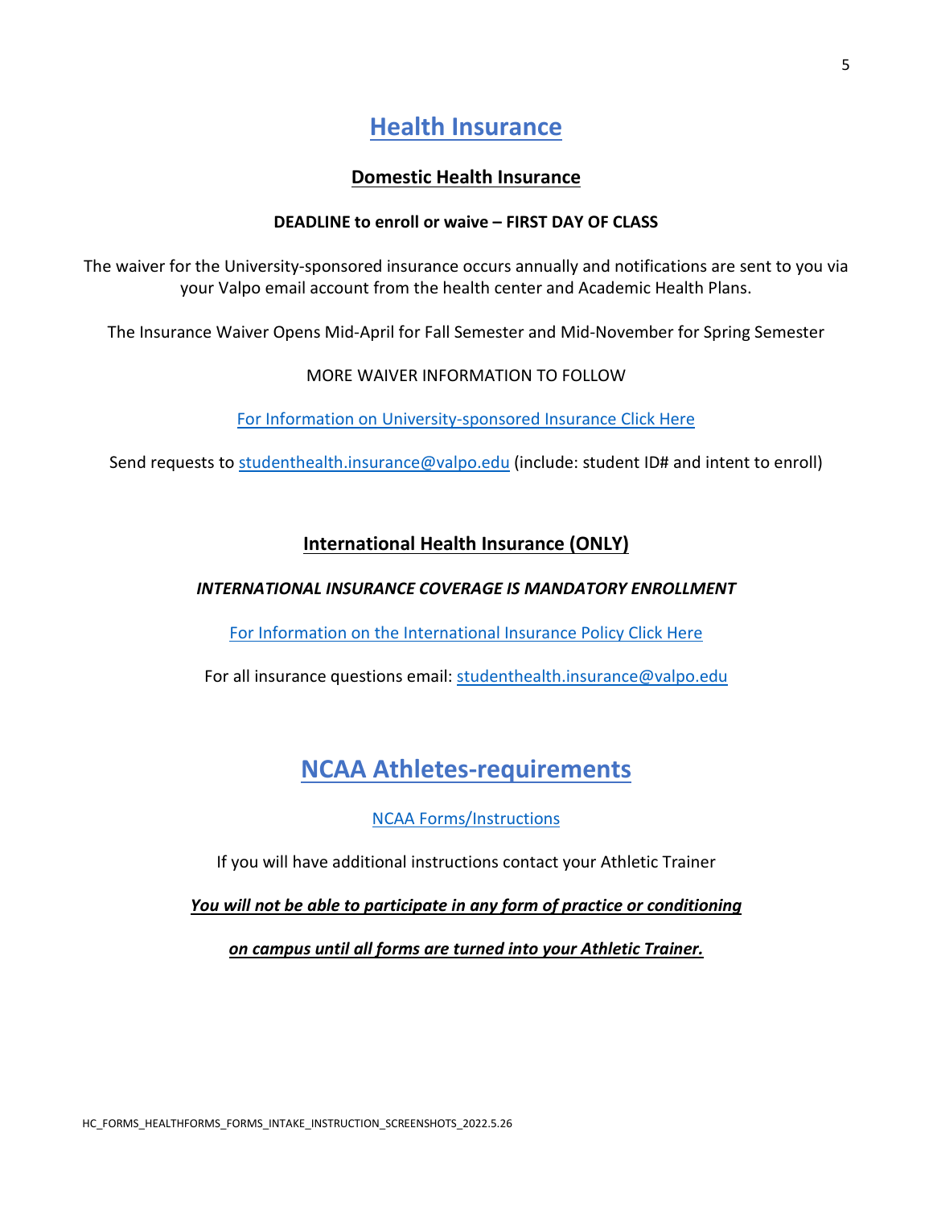# Health Insurance

## Domestic Health Insurance

**DEADLINE to enroll or waive – FIRST DAY OF CLASS**

The waiver for the University-sponsored insurance occurs annually and notifications are sent to you via your Valpo email account from the health center and Academic Health Plans.

The Insurance Waiver Opens Mid-April for Fall Semester and Mid-November for Spring Semester

MORE WAIVER INFORMATION TO FOLLOW

For Information on University-sponsored Insurance Click Here

Send requests to studenthealth.insurance@valpo.edu (include: student ID# and intent to enroll)

## International Health Insurance (ONLY)

***INTERNATIONAL INSURANCE COVERAGE IS MANDATORY ENROLLMENT***

For Information on the International Insurance Policy Click Here

For all insurance questions email: studenthealth.insurance@valpo.edu

# NCAA Athletes-requirements

NCAA Forms/Instructions

If you will have additional instructions contact your Athletic Trainer

***You will not be able to participate in any form of practice or conditioning on campus until all forms are turned into your Athletic Trainer.***

HC_FORMS_HEALTHFORMS_FORMS_INTAKE_INSTRUCTION_SCREENSHOTS_2022.5.26